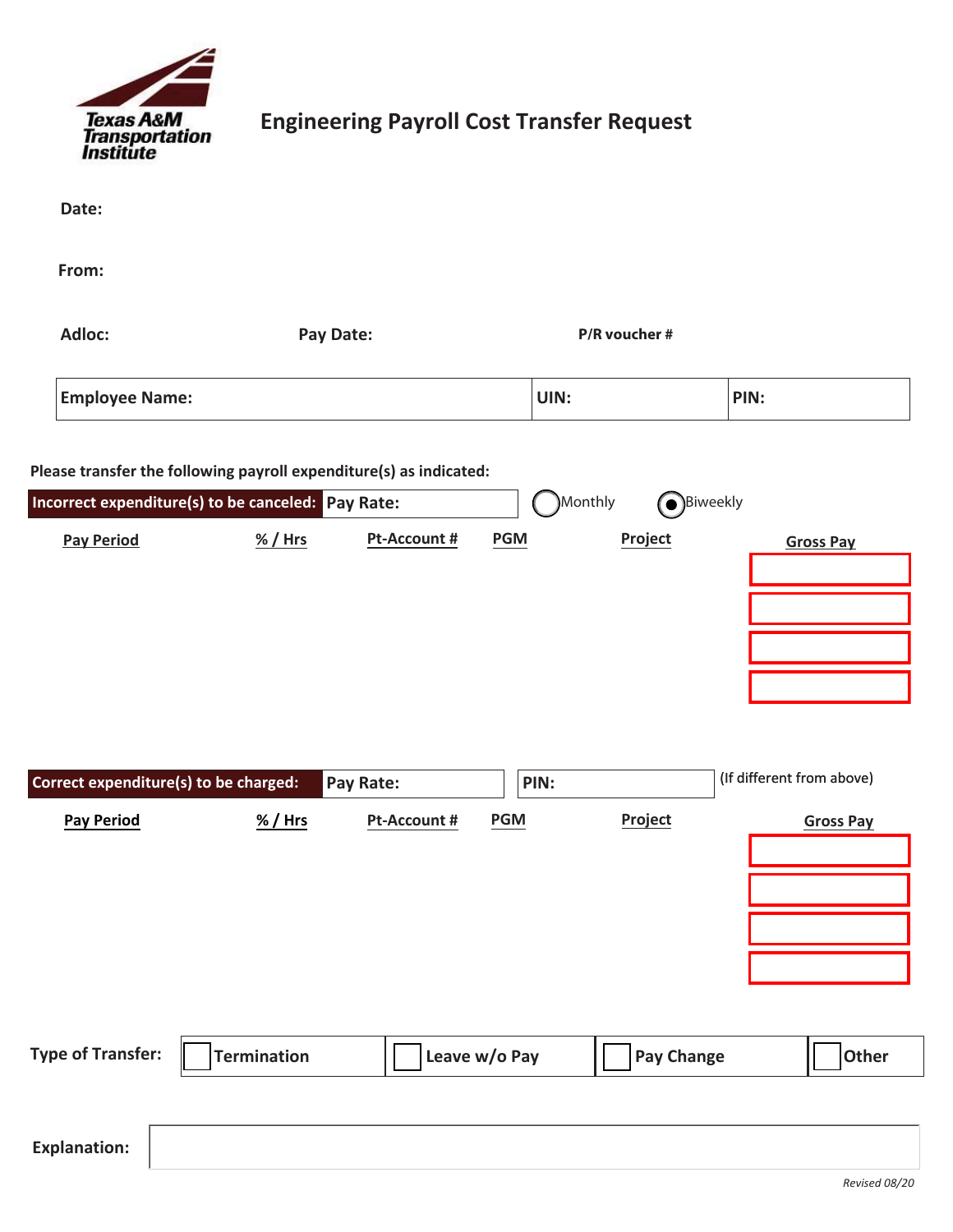Texas A&M Transportation Institute

# Engineering Payroll Cost Transfer Request

**Date:**

**From:**

**Adloc:** **Pay Date:** **P/R voucher #**

| **Employee Name:** | **UIN:** | **PIN:** |
|---|---|---|

**Please transfer the following payroll expenditure(s) as indicated:**

**Incorrect expenditure(s) to be canceled:** **Pay Rate:** ○ Monthly ● Biweekly

| Pay Period | % / Hrs | Pt-Account # | PGM | Project | Gross Pay |
|---|---|---|---|---|---|
| | | | | | |
| | | | | | |
| | | | | | |
| | | | | | |

**Correct expenditure(s) to be charged:** **Pay Rate:** **PIN:** (If different from above)

| Pay Period | % / Hrs | Pt-Account # | PGM | Project | Gross Pay |
|---|---|---|---|---|---|
| | | | | | |
| | | | | | |
| | | | | | |
| | | | | | |

**Type of Transfer:** ☐ Termination ☐ Leave w/o Pay ☐ Pay Change ☐ Other

**Explanation:**

*Revised 08/20*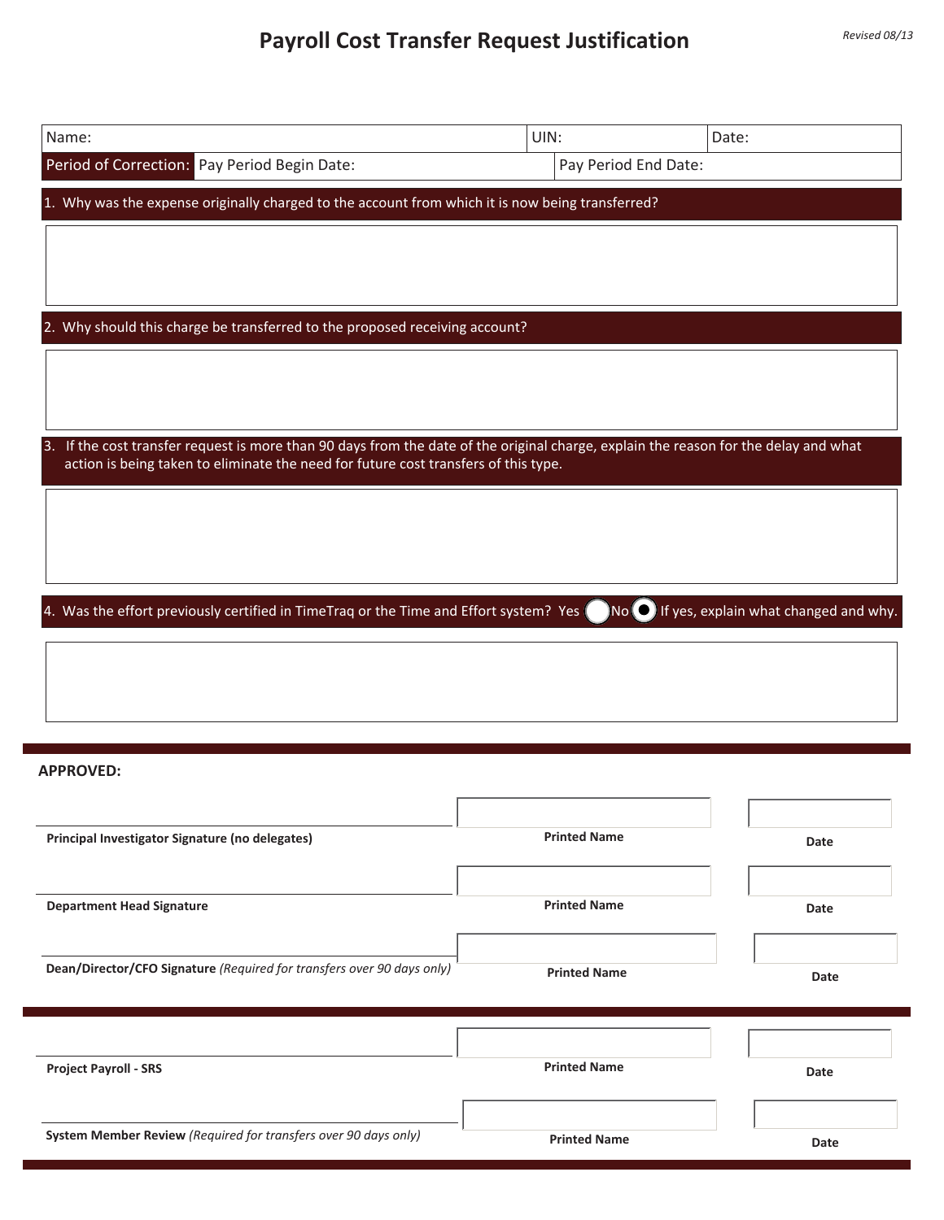# Payroll Cost Transfer Request Justification

*Revised 08/13*

| Name: | | UIN: | Date: |
|---|---|---|---|
| Period of Correction: | Pay Period Begin Date: | Pay Period End Date: | |

**1. Why was the expense originally charged to the account from which it is now being transferred?**

**2. Why should this charge be transferred to the proposed receiving account?**

**3. If the cost transfer request is more than 90 days from the date of the original charge, explain the reason for the delay and what action is being taken to eliminate the need for future cost transfers of this type.**

**4. Was the effort previously certified in TimeTraq or the Time and Effort system?** Yes ○ No ● If yes, explain what changed and why.

**APPROVED:**

| | | |
|---|---|---|
| **Principal Investigator Signature (no delegates)** | **Printed Name** | **Date** |
| **Department Head Signature** | **Printed Name** | **Date** |
| **Dean/Director/CFO Signature** *(Required for transfers over 90 days only)* | **Printed Name** | **Date** |
| **Project Payroll - SRS** | **Printed Name** | **Date** |
| **System Member Review** *(Required for transfers over 90 days only)* | **Printed Name** | **Date** |